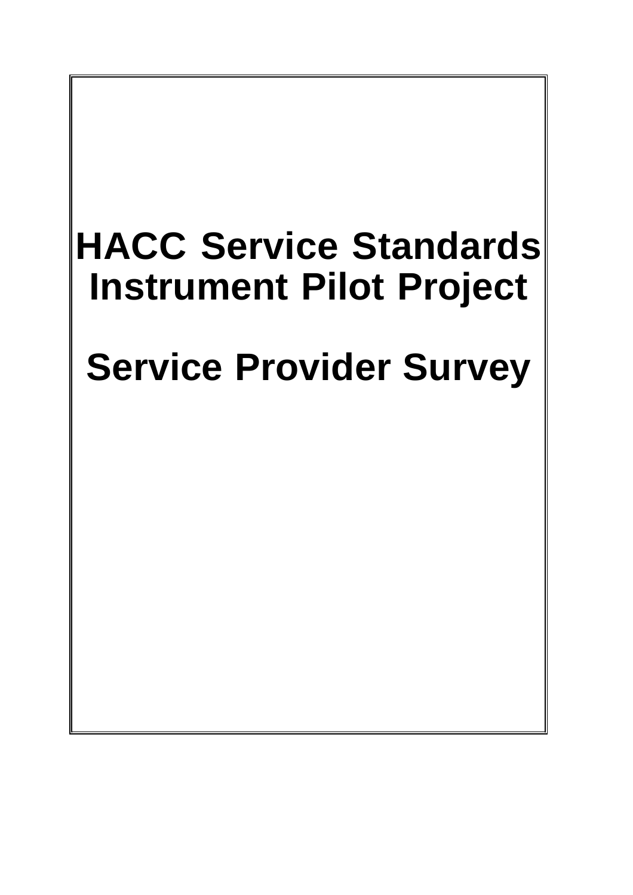# HACC Service Standards Instrument Pilot Project

# Service Provider Survey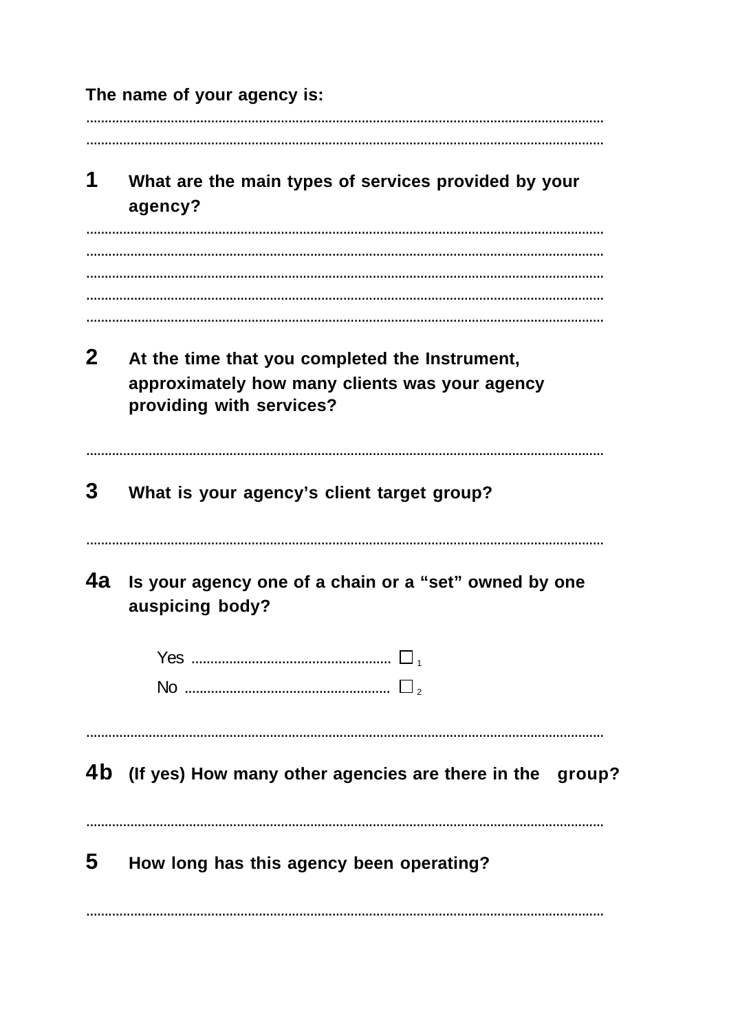**The name of your agency is:**

..........................................................................................................................................

..........................................................................................................................................

**1** **What are the main types of services provided by your agency?**

..........................................................................................................................................

..........................................................................................................................................

..........................................................................................................................................

..........................................................................................................................................

..........................................................................................................................................

**2** **At the time that you completed the Instrument, approximately how many clients was your agency providing with services?**

..........................................................................................................................................

**3** **What is your agency's client target group?**

..........................................................................................................................................

**4a** **Is your agency one of a chain or a "set" owned by one auspicing body?**

Yes ..................................................... ☐ 1

No ....................................................... ☐ 2

..........................................................................................................................................

**4b** **(If yes) How many other agencies are there in the group?**

..........................................................................................................................................

**5** **How long has this agency been operating?**

..........................................................................................................................................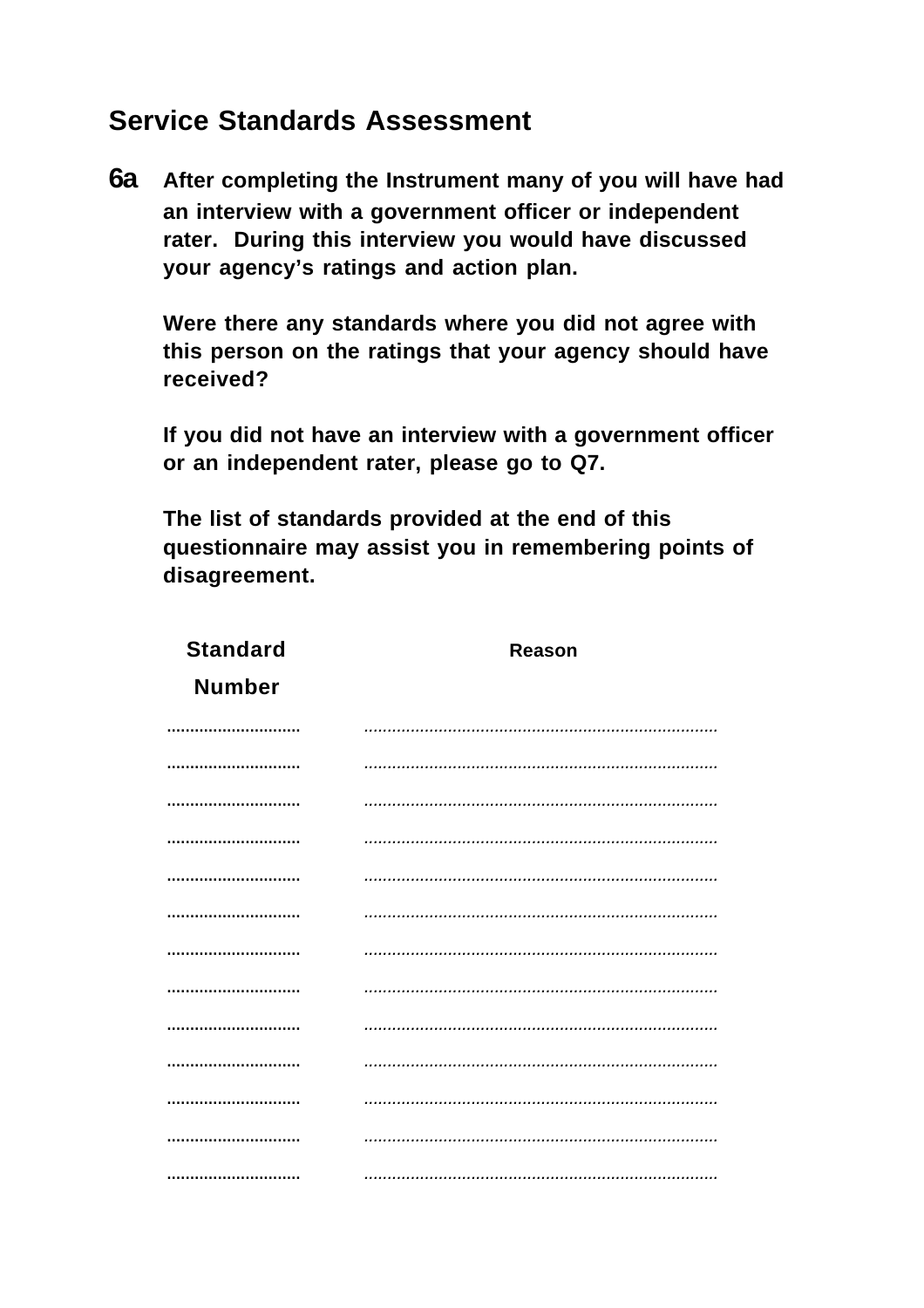## Service Standards Assessment

**6a** **After completing the Instrument many of you will have had an interview with a government officer or independent rater. During this interview you would have discussed your agency's ratings and action plan.**

**Were there any standards where you did not agree with this person on the ratings that your agency should have received?**

**If you did not have an interview with a government officer or an independent rater, please go to Q7.**

**The list of standards provided at the end of this questionnaire may assist you in remembering points of disagreement.**

| Standard Number | Reason |
| --- | --- |
| ............................ | ........................................................................... |
| ............................ | ........................................................................... |
| ............................ | ........................................................................... |
| ............................ | ........................................................................... |
| ............................ | ........................................................................... |
| ............................ | ........................................................................... |
| ............................ | ........................................................................... |
| ............................ | ........................................................................... |
| ............................ | ........................................................................... |
| ............................ | ........................................................................... |
| ............................ | ........................................................................... |
| ............................ | ........................................................................... |
| ............................ | ........................................................................... |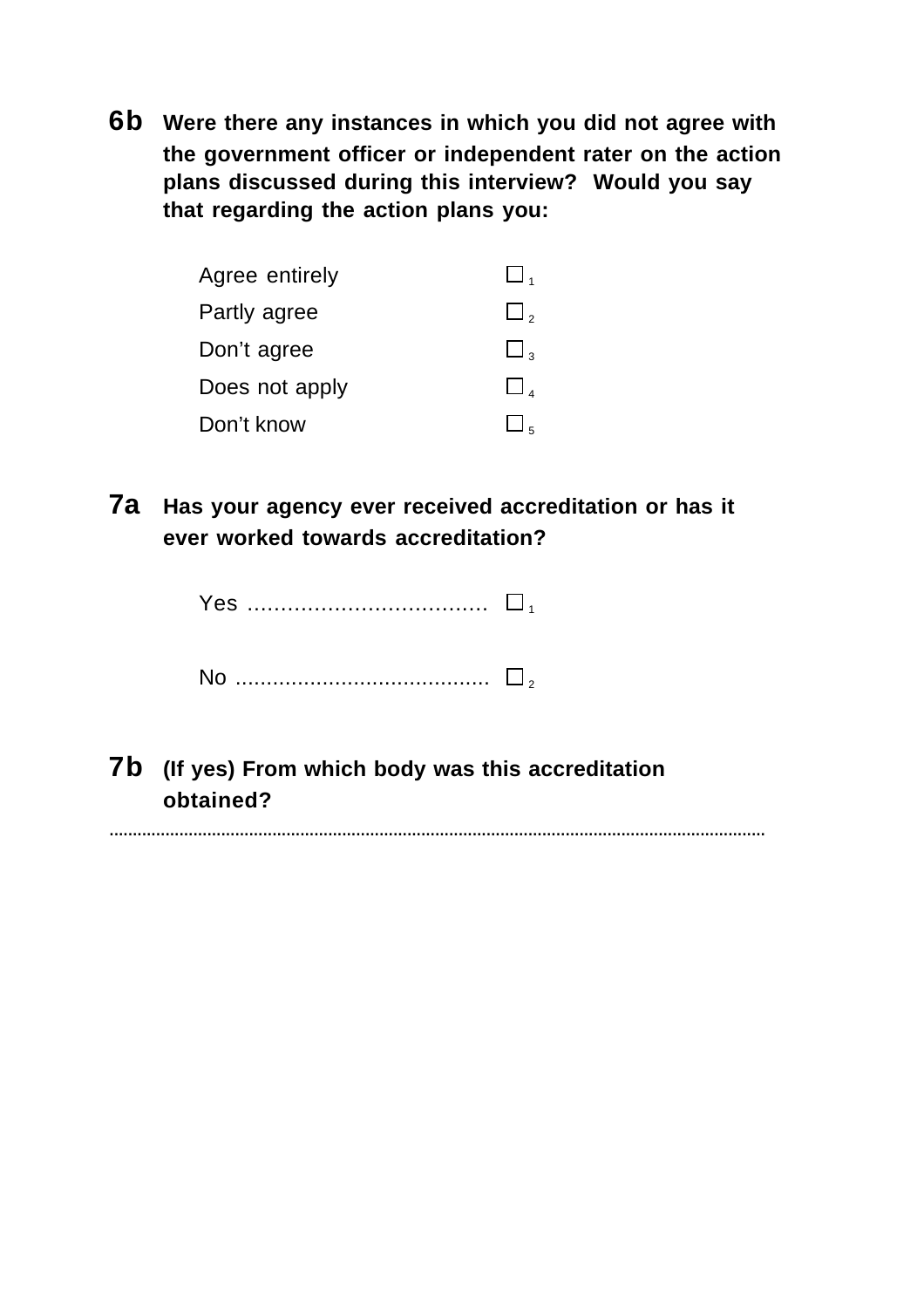**6b** **Were there any instances in which you did not agree with the government officer or independent rater on the action plans discussed during this interview? Would you say that regarding the action plans you:**

| | |
|---|---|
| Agree entirely | ☐ 1 |
| Partly agree | ☐ 2 |
| Don't agree | ☐ 3 |
| Does not apply | ☐ 4 |
| Don't know | ☐ 5 |

**7a** **Has your agency ever received accreditation or has it ever worked towards accreditation?**

Yes .................................... ☐ 1

No ........................................ ☐ 2

**7b** **(If yes) From which body was this accreditation obtained?**

..........................................................................................................................................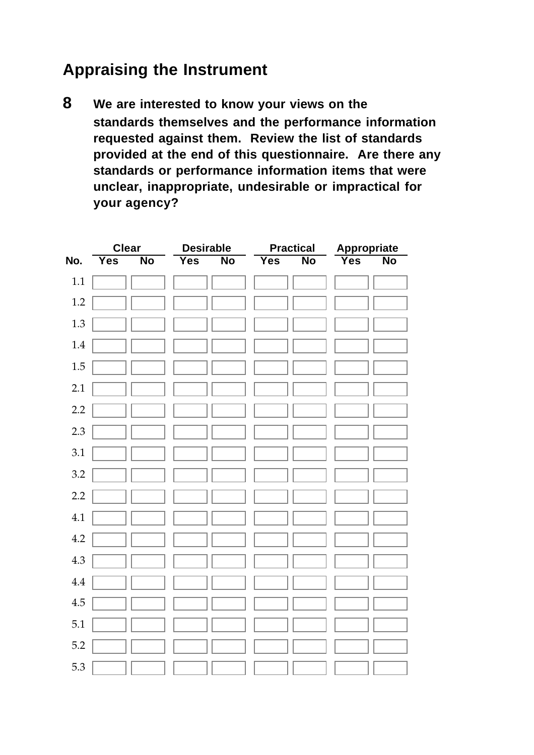## Appraising the Instrument

**8** **We are interested to know your views on the standards themselves and the performance information requested against them. Review the list of standards provided at the end of this questionnaire. Are there any standards or performance information items that were unclear, inappropriate, undesirable or impractical for your agency?**

| | Clear | | Desirable | | Practical | | Appropriate | |
|---|---|---|---|---|---|---|---|---|
| **No.** | **Yes** | **No** | **Yes** | **No** | **Yes** | **No** | **Yes** | **No** |
| 1.1 | | | | | | | | |
| 1.2 | | | | | | | | |
| 1.3 | | | | | | | | |
| 1.4 | | | | | | | | |
| 1.5 | | | | | | | | |
| 2.1 | | | | | | | | |
| 2.2 | | | | | | | | |
| 2.3 | | | | | | | | |
| 3.1 | | | | | | | | |
| 3.2 | | | | | | | | |
| 2.2 | | | | | | | | |
| 4.1 | | | | | | | | |
| 4.2 | | | | | | | | |
| 4.3 | | | | | | | | |
| 4.4 | | | | | | | | |
| 4.5 | | | | | | | | |
| 5.1 | | | | | | | | |
| 5.2 | | | | | | | | |
| 5.3 | | | | | | | | |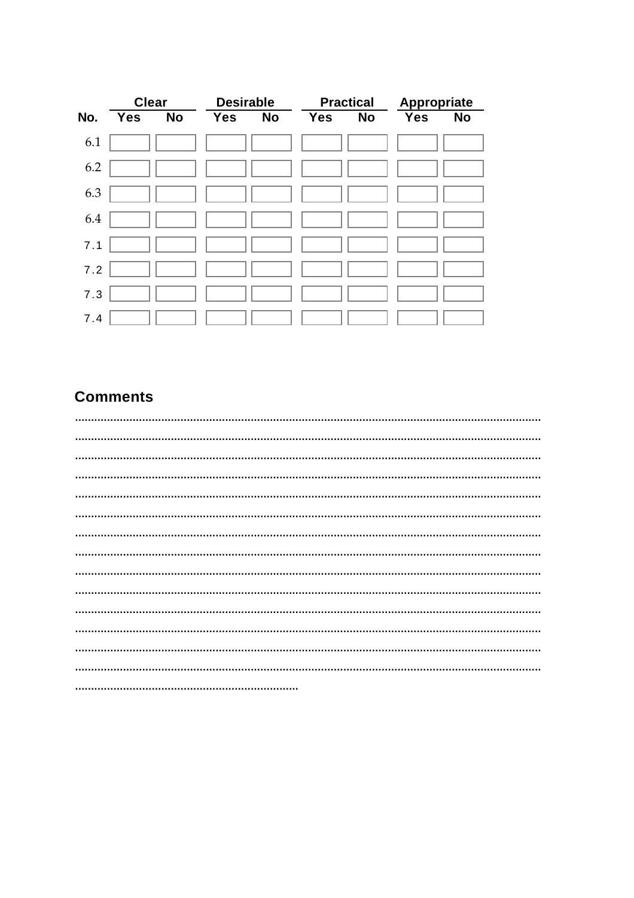| No. | Clear | | Desirable | | Practical | | Appropriate | |
|---|---|---|---|---|---|---|---|---|
| | Yes | No | Yes | No | Yes | No | Yes | No |
| 6.1 | | | | | | | | |
| 6.2 | | | | | | | | |
| 6.3 | | | | | | | | |
| 6.4 | | | | | | | | |
| 7.1 | | | | | | | | |
| 7.2 | | | | | | | | |
| 7.3 | | | | | | | | |
| 7.4 | | | | | | | | |

## Comments

..............................................................................................................................................

..............................................................................................................................................

..............................................................................................................................................

..............................................................................................................................................

..............................................................................................................................................

..............................................................................................................................................

..............................................................................................................................................

..............................................................................................................................................

..............................................................................................................................................

..............................................................................................................................................

..............................................................................................................................................

..............................................................................................................................................

..............................................................................................................................................

..............................................................................................................................................

.....................................................................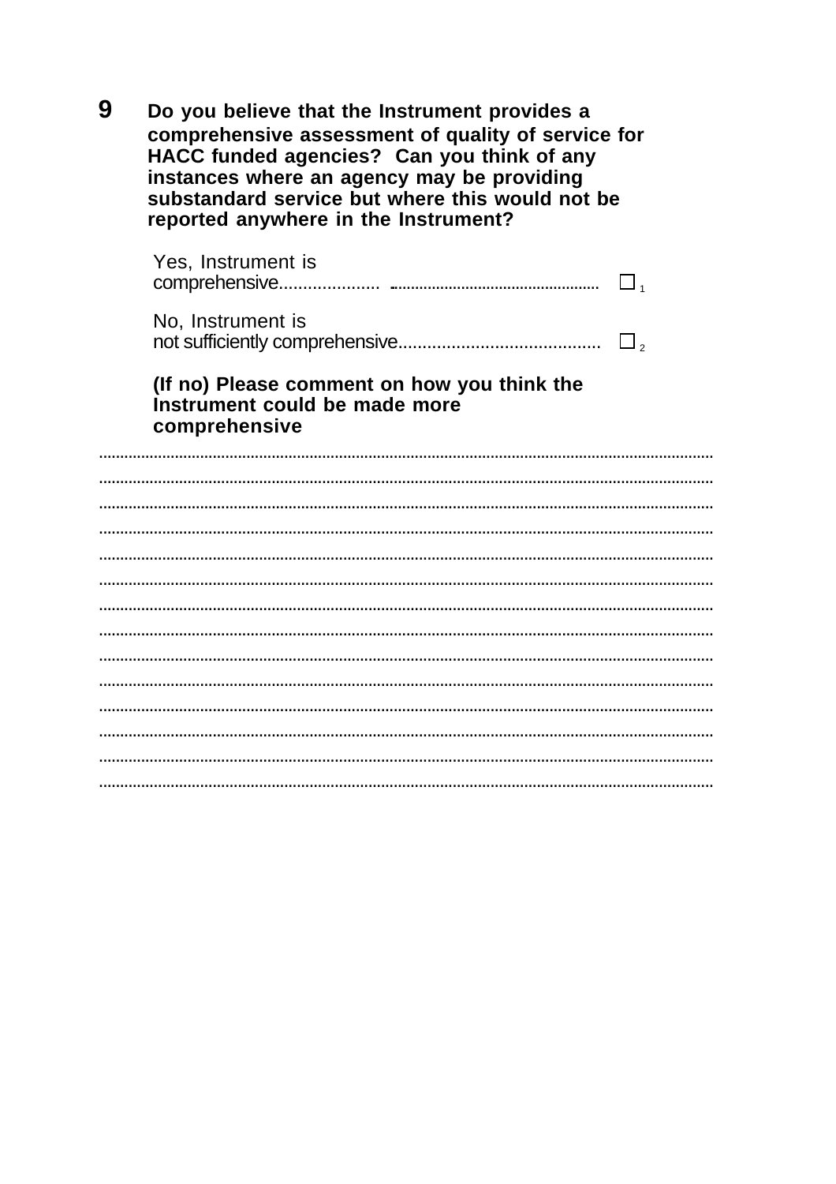**9 Do you believe that the Instrument provides a comprehensive assessment of quality of service for HACC funded agencies? Can you think of any instances where an agency may be providing substandard service but where this would not be reported anywhere in the Instrument?**

Yes, Instrument is comprehensive.................... ................................................ ☐ 1

No, Instrument is not sufficiently comprehensive......................................... ☐ 2

**(If no) Please comment on how you think the Instrument could be made more comprehensive**

...............................................................................................................................................

...............................................................................................................................................

...............................................................................................................................................

...............................................................................................................................................

...............................................................................................................................................

...............................................................................................................................................

...............................................................................................................................................

...............................................................................................................................................

...............................................................................................................................................

...............................................................................................................................................

...............................................................................................................................................

...............................................................................................................................................

...............................................................................................................................................

...............................................................................................................................................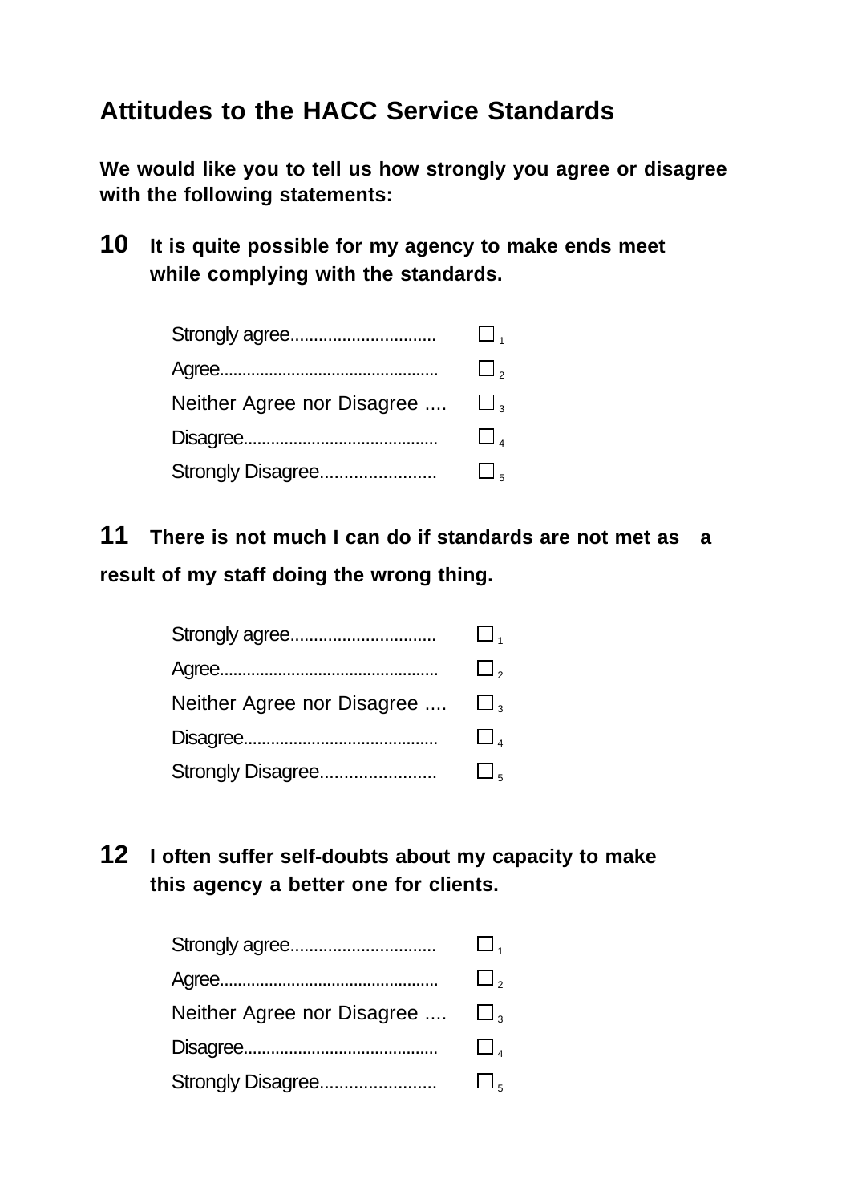## Attitudes to the HACC Service Standards

**We would like you to tell us how strongly you agree or disagree with the following statements:**

**10** **It is quite possible for my agency to make ends meet while complying with the standards.**

- Strongly agree.............................. ☐ 1
- Agree................................................ ☐ 2
- Neither Agree nor Disagree .... ☐ 3
- Disagree.......................................... ☐ 4
- Strongly Disagree....................... ☐ 5

**11** **There is not much I can do if standards are not met as a result of my staff doing the wrong thing.**

- Strongly agree.............................. ☐ 1
- Agree................................................ ☐ 2
- Neither Agree nor Disagree .... ☐ 3
- Disagree.......................................... ☐ 4
- Strongly Disagree....................... ☐ 5

**12** **I often suffer self-doubts about my capacity to make this agency a better one for clients.**

- Strongly agree.............................. ☐ 1
- Agree................................................ ☐ 2
- Neither Agree nor Disagree .... ☐ 3
- Disagree.......................................... ☐ 4
- Strongly Disagree....................... ☐ 5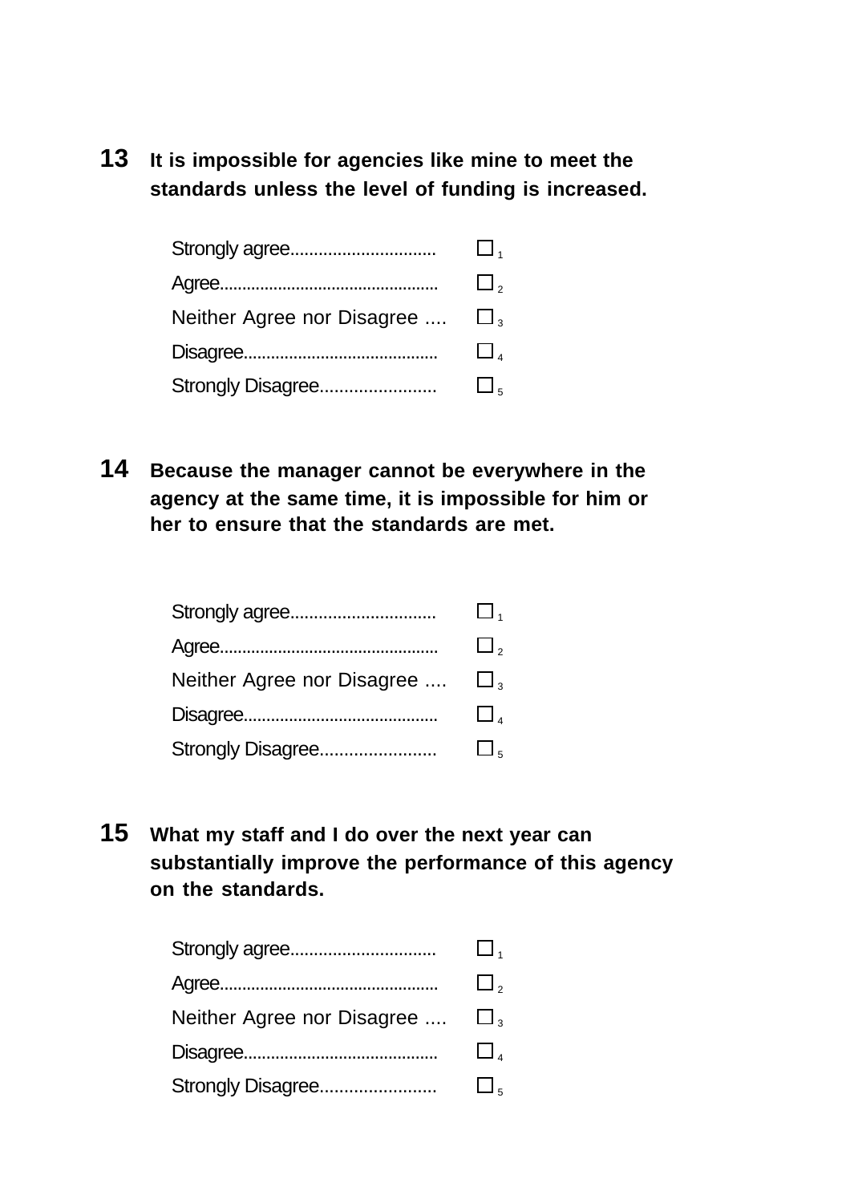**13** **It is impossible for agencies like mine to meet the standards unless the level of funding is increased.**

| | |
|---|---|
| Strongly agree............................... | ☐ 1 |
| Agree................................................ | ☐ 2 |
| Neither Agree nor Disagree .... | ☐ 3 |
| Disagree.......................................... | ☐ 4 |
| Strongly Disagree........................ | ☐ 5 |

**14** **Because the manager cannot be everywhere in the agency at the same time, it is impossible for him or her to ensure that the standards are met.**

| | |
|---|---|
| Strongly agree............................... | ☐ 1 |
| Agree................................................ | ☐ 2 |
| Neither Agree nor Disagree .... | ☐ 3 |
| Disagree.......................................... | ☐ 4 |
| Strongly Disagree........................ | ☐ 5 |

**15** **What my staff and I do over the next year can substantially improve the performance of this agency on the standards.**

| | |
|---|---|
| Strongly agree............................... | ☐ 1 |
| Agree................................................ | ☐ 2 |
| Neither Agree nor Disagree .... | ☐ 3 |
| Disagree.......................................... | ☐ 4 |
| Strongly Disagree........................ | ☐ 5 |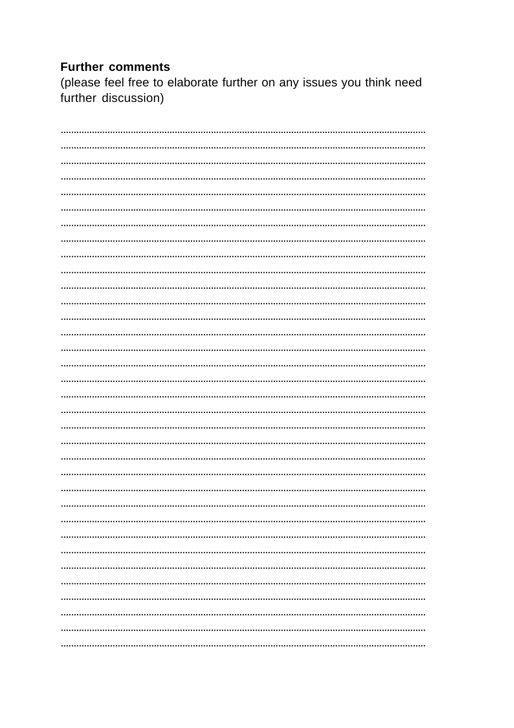**Further comments**

(please feel free to elaborate further on any issues you think need further discussion)

..........................................................................................................................................

..........................................................................................................................................

..........................................................................................................................................

..........................................................................................................................................

..........................................................................................................................................

..........................................................................................................................................

..........................................................................................................................................

..........................................................................................................................................

..........................................................................................................................................

..........................................................................................................................................

..........................................................................................................................................

..........................................................................................................................................

..........................................................................................................................................

..........................................................................................................................................

..........................................................................................................................................

..........................................................................................................................................

..........................................................................................................................................

..........................................................................................................................................

..........................................................................................................................................

..........................................................................................................................................

..........................................................................................................................................

..........................................................................................................................................

..........................................................................................................................................

..........................................................................................................................................

..........................................................................................................................................

..........................................................................................................................................

..........................................................................................................................................

..........................................................................................................................................

..........................................................................................................................................

..........................................................................................................................................

..........................................................................................................................................

..........................................................................................................................................

..........................................................................................................................................

..........................................................................................................................................

..........................................................................................................................................